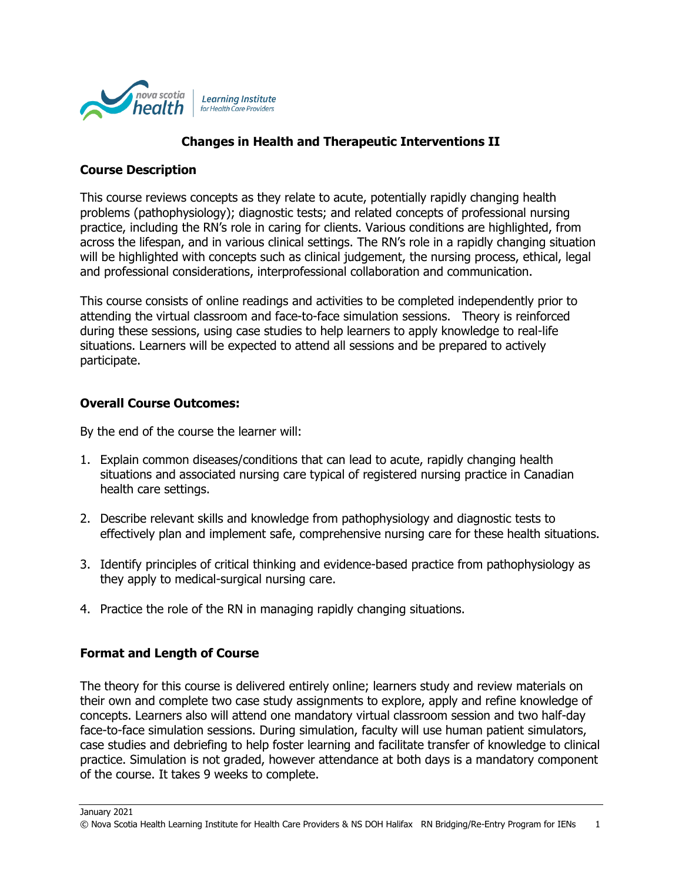# Changes in Health and Therapeutic Interventions II

## Course Description

This course reviews concepts as they relate to acute, potentially rapidly changing health problems (pathophysiology); diagnostic tests; and related concepts of professional nursing practice, including the RN's role in caring for clients. Various conditions are highlighted, from across the lifespan, and in various clinical settings. The RN's role in a rapidly changing situation will be highlighted with concepts such as clinical judgement, the nursing process, ethical, legal and professional considerations, interprofessional collaboration and communication.

This course consists of online readings and activities to be completed independently prior to attending the virtual classroom and face-to-face simulation sessions. Theory is reinforced during these sessions, using case studies to help learners to apply knowledge to real-life situations. Learners will be expected to attend all sessions and be prepared to actively participate.

## Overall Course Outcomes:

By the end of the course the learner will:

1. Explain common diseases/conditions that can lead to acute, rapidly changing health situations and associated nursing care typical of registered nursing practice in Canadian health care settings.
2. Describe relevant skills and knowledge from pathophysiology and diagnostic tests to effectively plan and implement safe, comprehensive nursing care for these health situations.
3. Identify principles of critical thinking and evidence-based practice from pathophysiology as they apply to medical-surgical nursing care.
4. Practice the role of the RN in managing rapidly changing situations.

## Format and Length of Course

The theory for this course is delivered entirely online; learners study and review materials on their own and complete two case study assignments to explore, apply and refine knowledge of concepts. Learners also will attend one mandatory virtual classroom session and two half-day face-to-face simulation sessions. During simulation, faculty will use human patient simulators, case studies and debriefing to help foster learning and facilitate transfer of knowledge to clinical practice. Simulation is not graded, however attendance at both days is a mandatory component of the course. It takes 9 weeks to complete.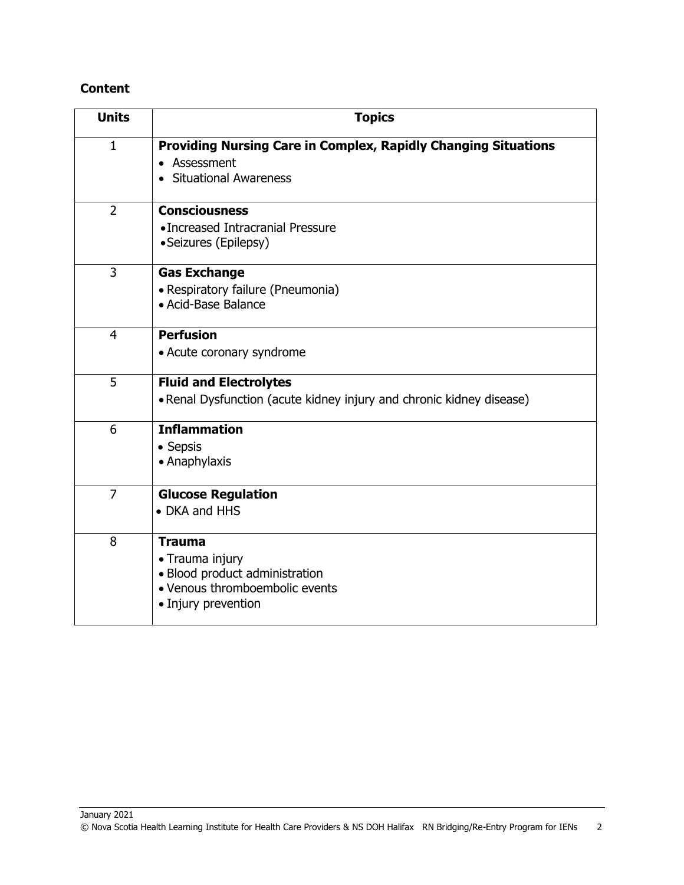**Content**

| Units | Topics |
|---|---|
| 1 | **Providing Nursing Care in Complex, Rapidly Changing Situations**<br>• Assessment<br>• Situational Awareness |
| 2 | **Consciousness**<br>• Increased Intracranial Pressure<br>• Seizures (Epilepsy) |
| 3 | **Gas Exchange**<br>• Respiratory failure (Pneumonia)<br>• Acid-Base Balance |
| 4 | **Perfusion**<br>• Acute coronary syndrome |
| 5 | **Fluid and Electrolytes**<br>• Renal Dysfunction (acute kidney injury and chronic kidney disease) |
| 6 | **Inflammation**<br>• Sepsis<br>• Anaphylaxis |
| 7 | **Glucose Regulation**<br>• DKA and HHS |
| 8 | **Trauma**<br>• Trauma injury<br>• Blood product administration<br>• Venous thromboembolic events<br>• Injury prevention |